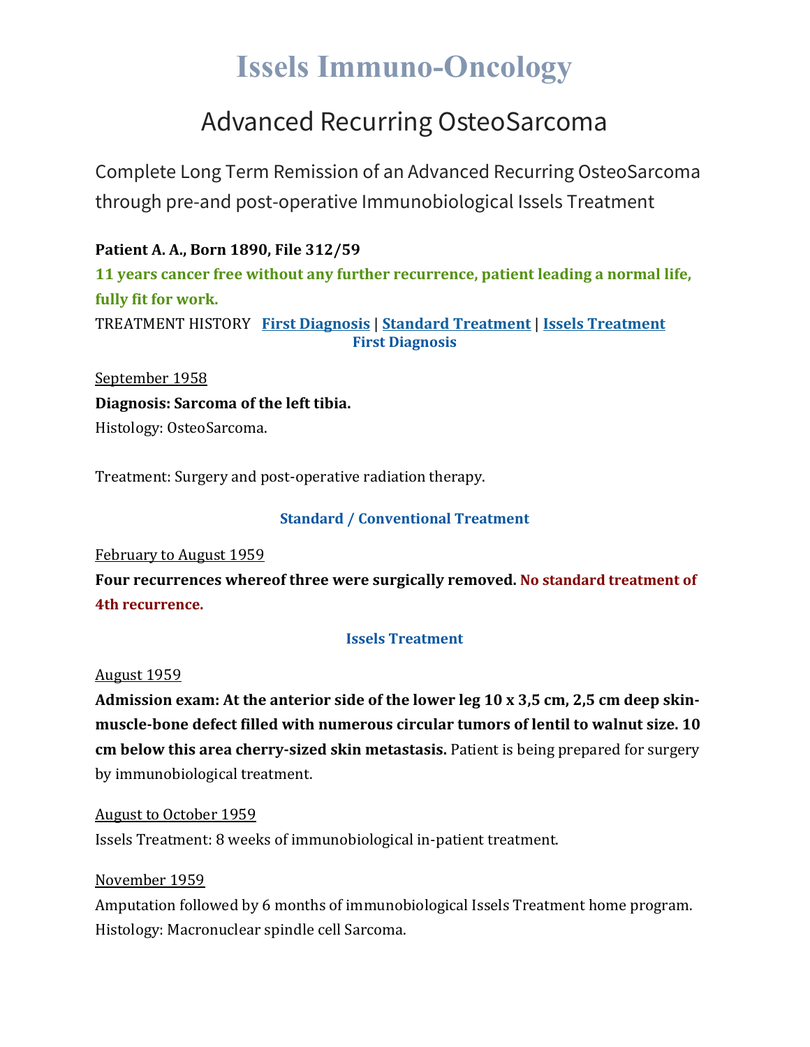# Issels Immuno-Oncology

## Advanced Recurring OsteoSarcoma

Complete Long Term Remission of an Advanced Recurring OsteoSarcoma through pre-and post-operative Immunobiological Issels Treatment

**Patient A. A., Born 1890, File 312/59**

**11 years cancer free without any further recurrence, patient leading a normal life, fully fit for work.**

TREATMENT HISTORY **First Diagnosis** | **Standard Treatment** | **Issels Treatment**

### First Diagnosis

September 1958

**Diagnosis: Sarcoma of the left tibia.**

Histology: OsteoSarcoma.

Treatment: Surgery and post-operative radiation therapy.

### Standard / Conventional Treatment

February to August 1959

**Four recurrences whereof three were surgically removed. No standard treatment of 4th recurrence.**

### Issels Treatment

August 1959

**Admission exam: At the anterior side of the lower leg 10 x 3,5 cm, 2,5 cm deep skin-muscle-bone defect filled with numerous circular tumors of lentil to walnut size. 10 cm below this area cherry-sized skin metastasis.** Patient is being prepared for surgery by immunobiological treatment.

August to October 1959

Issels Treatment: 8 weeks of immunobiological in-patient treatment.

November 1959

Amputation followed by 6 months of immunobiological Issels Treatment home program.

Histology: Macronuclear spindle cell Sarcoma.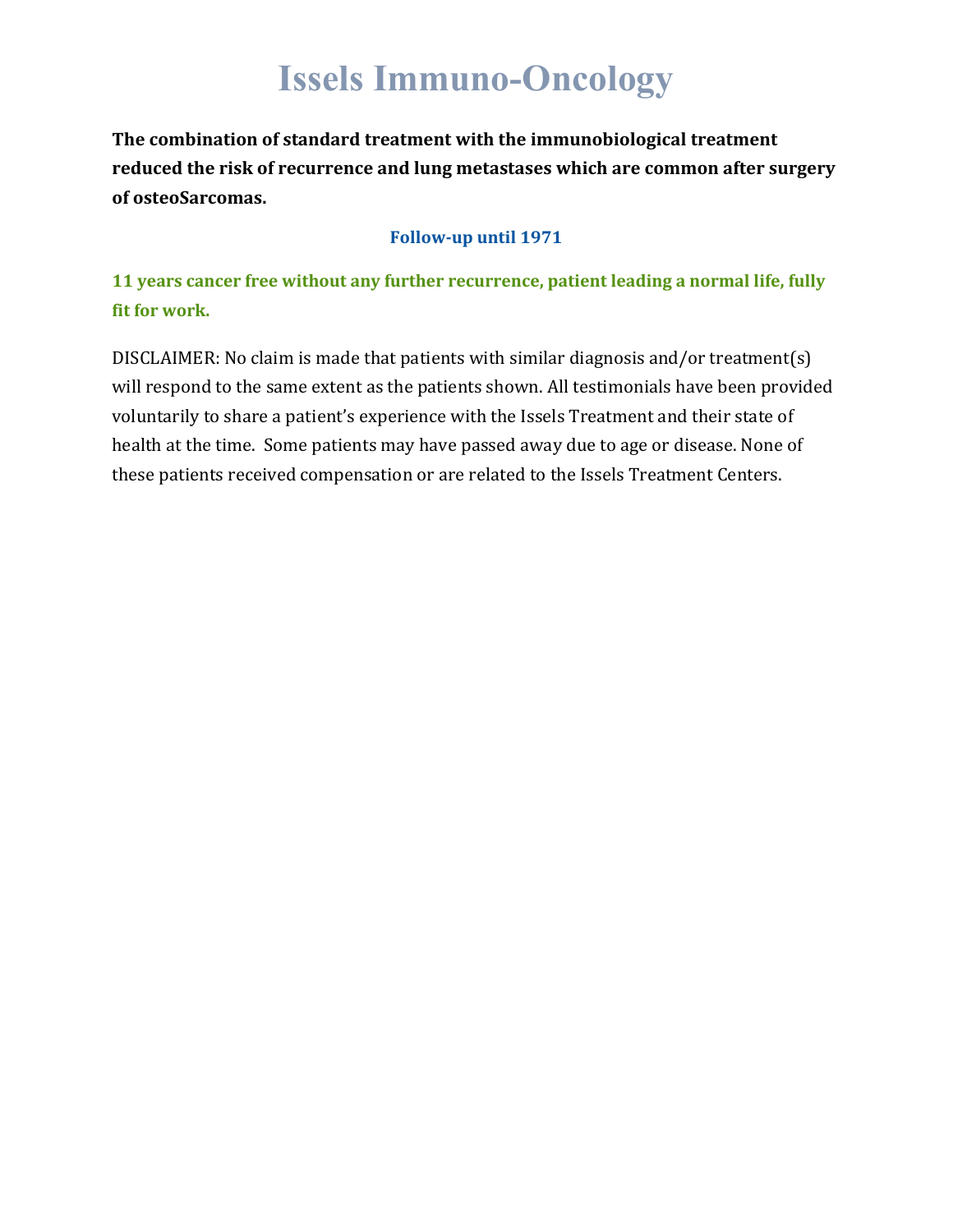# Issels Immuno-Oncology

**The combination of standard treatment with the immunobiological treatment reduced the risk of recurrence and lung metastases which are common after surgery of osteoSarcomas.**

**Follow-up until 1971**

**11 years cancer free without any further recurrence, patient leading a normal life, fully fit for work.**

DISCLAIMER: No claim is made that patients with similar diagnosis and/or treatment(s) will respond to the same extent as the patients shown. All testimonials have been provided voluntarily to share a patient's experience with the Issels Treatment and their state of health at the time. Some patients may have passed away due to age or disease. None of these patients received compensation or are related to the Issels Treatment Centers.